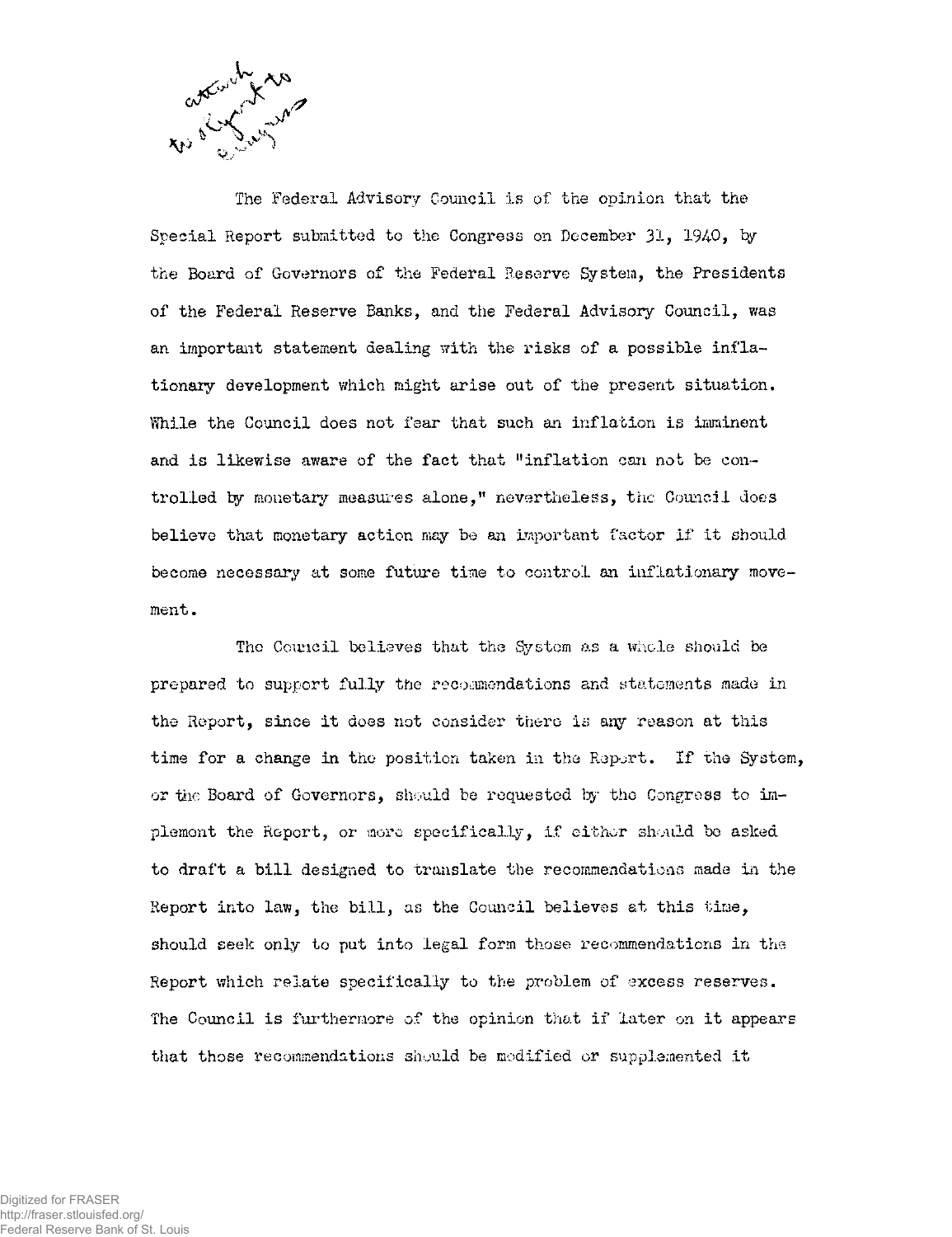attach to digest to Congress

The Federal Advisory Council is of the opinion that the Special Report submitted to the Congress on December 31, 1940, by the Board of Governors of the Federal Reserve System, the Presidents of the Federal Reserve Banks, and the Federal Advisory Council, was an important statement dealing with the risks of a possible inflationary development which might arise out of the present situation. While the Council does not fear that such an inflation is imminent and is likewise aware of the fact that "inflation can not be controlled by monetary measures alone," nevertheless, the Council does believe that monetary action may be an important factor if it should become necessary at some future time to control an inflationary movement.

The Council believes that the System as a whole should be prepared to support fully the recommendations and statements made in the Report, since it does not consider there is any reason at this time for a change in the position taken in the Report. If the System, or the Board of Governors, should be requested by the Congress to implement the Report, or more specifically, if either should be asked to draft a bill designed to translate the recommendations made in the Report into law, the bill, as the Council believes at this time, should seek only to put into legal form those recommendations in the Report which relate specifically to the problem of excess reserves. The Council is furthermore of the opinion that if later on it appears that those recommendations should be modified or supplemented it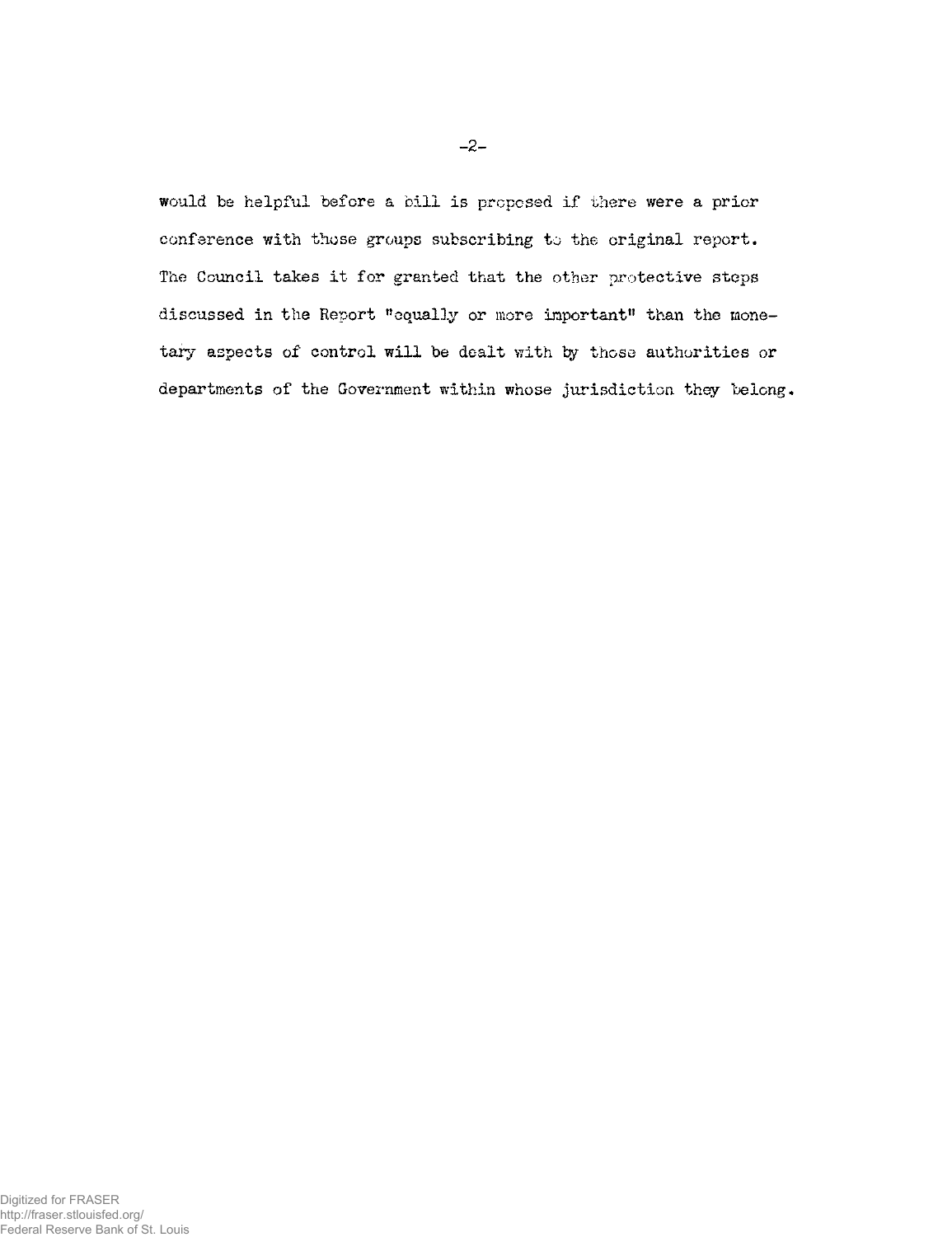would be helpful before a bill is proposed if there were a prior conference with those groups subscribing to the original report. The Council takes it for granted that the other protective steps discussed in the Report "equally or more important" than the monetary aspects of control will be dealt with by those authorities or departments of the Government within whose jurisdiction they belong.